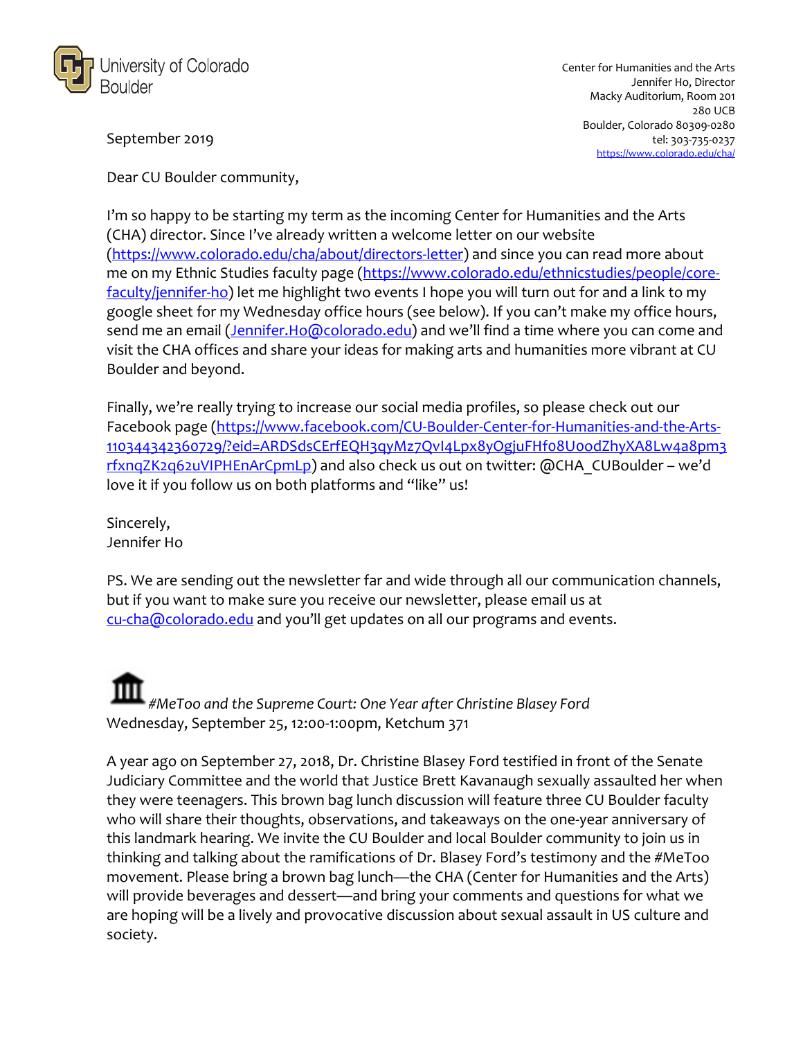University of Colorado Boulder

Center for Humanities and the Arts
Jennifer Ho, Director
Macky Auditorium, Room 201
280 UCB
Boulder, Colorado 80309-0280
tel: 303-735-0237
https://www.colorado.edu/cha/

September 2019

Dear CU Boulder community,

I'm so happy to be starting my term as the incoming Center for Humanities and the Arts (CHA) director. Since I've already written a welcome letter on our website (https://www.colorado.edu/cha/about/directors-letter) and since you can read more about me on my Ethnic Studies faculty page (https://www.colorado.edu/ethnicstudies/people/core-faculty/jennifer-ho) let me highlight two events I hope you will turn out for and a link to my google sheet for my Wednesday office hours (see below). If you can't make my office hours, send me an email (Jennifer.Ho@colorado.edu) and we'll find a time where you can come and visit the CHA offices and share your ideas for making arts and humanities more vibrant at CU Boulder and beyond.

Finally, we're really trying to increase our social media profiles, so please check out our Facebook page (https://www.facebook.com/CU-Boulder-Center-for-Humanities-and-the-Arts-110344342360729/?eid=ARDSdsCErfEQH3qyMz7QvI4Lpx8yOgjuFHf08U0odZhyXA8Lw4a8pm3rfxnqZK2q62uVIPHEnArCpmLp) and also check us out on twitter: @CHA_CUBoulder – we'd love it if you follow us on both platforms and "like" us!

Sincerely,
Jennifer Ho

PS. We are sending out the newsletter far and wide through all our communication channels, but if you want to make sure you receive our newsletter, please email us at cu-cha@colorado.edu and you'll get updates on all our programs and events.

*#MeToo and the Supreme Court: One Year after Christine Blasey Ford*
Wednesday, September 25, 12:00-1:00pm, Ketchum 371

A year ago on September 27, 2018, Dr. Christine Blasey Ford testified in front of the Senate Judiciary Committee and the world that Justice Brett Kavanaugh sexually assaulted her when they were teenagers. This brown bag lunch discussion will feature three CU Boulder faculty who will share their thoughts, observations, and takeaways on the one-year anniversary of this landmark hearing. We invite the CU Boulder and local Boulder community to join us in thinking and talking about the ramifications of Dr. Blasey Ford's testimony and the #MeToo movement. Please bring a brown bag lunch—the CHA (Center for Humanities and the Arts) will provide beverages and dessert—and bring your comments and questions for what we are hoping will be a lively and provocative discussion about sexual assault in US culture and society.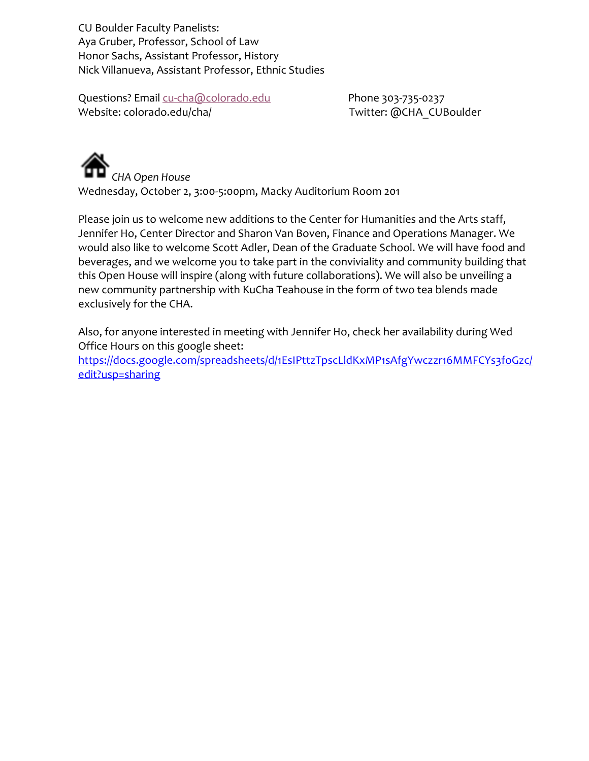CU Boulder Faculty Panelists:
Aya Gruber, Professor, School of Law
Honor Sachs, Assistant Professor, History
Nick Villanueva, Assistant Professor, Ethnic Studies

Questions? Email [cu-cha@colorado.edu](mailto:cu-cha@colorado.edu)
Website: colorado.edu/cha/

Phone 303-735-0237
Twitter: @CHA_CUBoulder

*CHA Open House*
Wednesday, October 2, 3:00-5:00pm, Macky Auditorium Room 201

Please join us to welcome new additions to the Center for Humanities and the Arts staff, Jennifer Ho, Center Director and Sharon Van Boven, Finance and Operations Manager. We would also like to welcome Scott Adler, Dean of the Graduate School. We will have food and beverages, and we welcome you to take part in the conviviality and community building that this Open House will inspire (along with future collaborations). We will also be unveiling a new community partnership with KuCha Teahouse in the form of two tea blends made exclusively for the CHA.

Also, for anyone interested in meeting with Jennifer Ho, check her availability during Wed Office Hours on this google sheet:
[https://docs.google.com/spreadsheets/d/1EsIPttzTpscLldKxMP1sAfgYwczzr16MMFCYs3foGzc/edit?usp=sharing](https://docs.google.com/spreadsheets/d/1EsIPttzTpscLldKxMP1sAfgYwczzr16MMFCYs3foGzc/edit?usp=sharing)